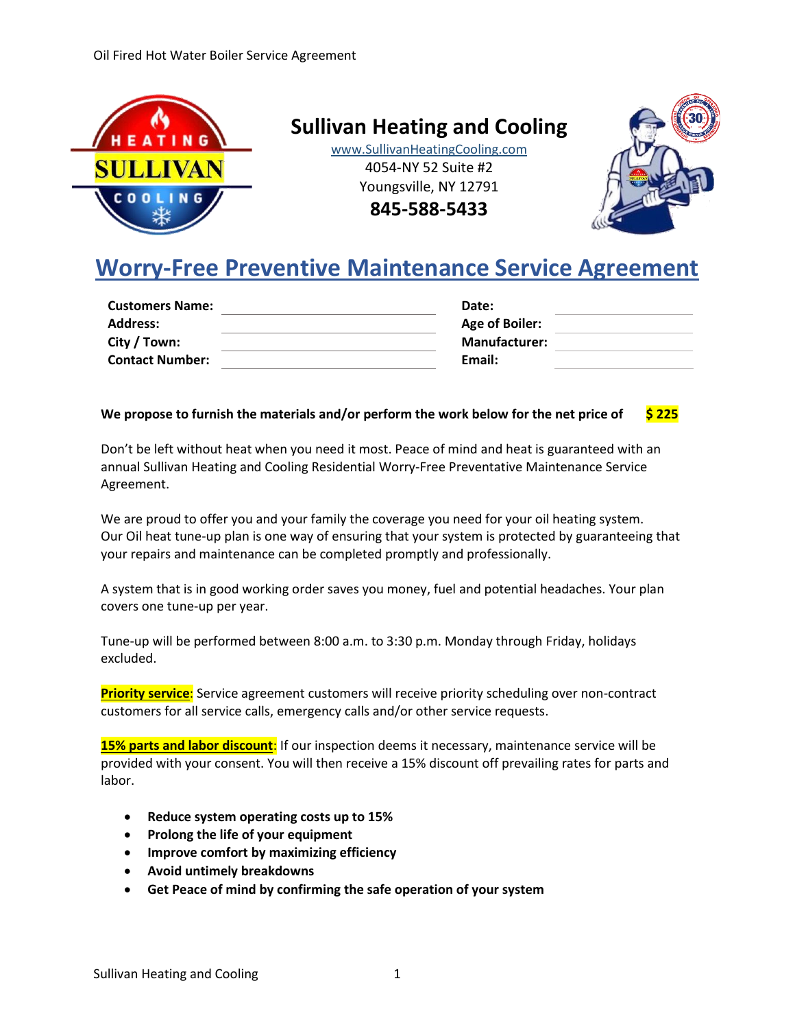# Sullivan Heating and Cooling

www.SullivanHeatingCooling.com
4054-NY 52 Suite #2
Youngsville, NY 12791
**845-588-5433**

## Worry-Free Preventive Maintenance Service Agreement

| | | | |
|---|---|---|---|
| **Customers Name:** | | **Date:** | |
| **Address:** | | **Age of Boiler:** | |
| **City / Town:** | | **Manufacturer:** | |
| **Contact Number:** | | **Email:** | |

**We propose to furnish the materials and/or perform the work below for the net price of $ 225**

Don't be left without heat when you need it most. Peace of mind and heat is guaranteed with an annual Sullivan Heating and Cooling Residential Worry-Free Preventative Maintenance Service Agreement.

We are proud to offer you and your family the coverage you need for your oil heating system. Our Oil heat tune-up plan is one way of ensuring that your system is protected by guaranteeing that your repairs and maintenance can be completed promptly and professionally.

A system that is in good working order saves you money, fuel and potential headaches. Your plan covers one tune-up per year.

Tune-up will be performed between 8:00 a.m. to 3:30 p.m. Monday through Friday, holidays excluded.

**Priority service**: Service agreement customers will receive priority scheduling over non-contract customers for all service calls, emergency calls and/or other service requests.

**15% parts and labor discount**: If our inspection deems it necessary, maintenance service will be provided with your consent. You will then receive a 15% discount off prevailing rates for parts and labor.

- **Reduce system operating costs up to 15%**
- **Prolong the life of your equipment**
- **Improve comfort by maximizing efficiency**
- **Avoid untimely breakdowns**
- **Get Peace of mind by confirming the safe operation of your system**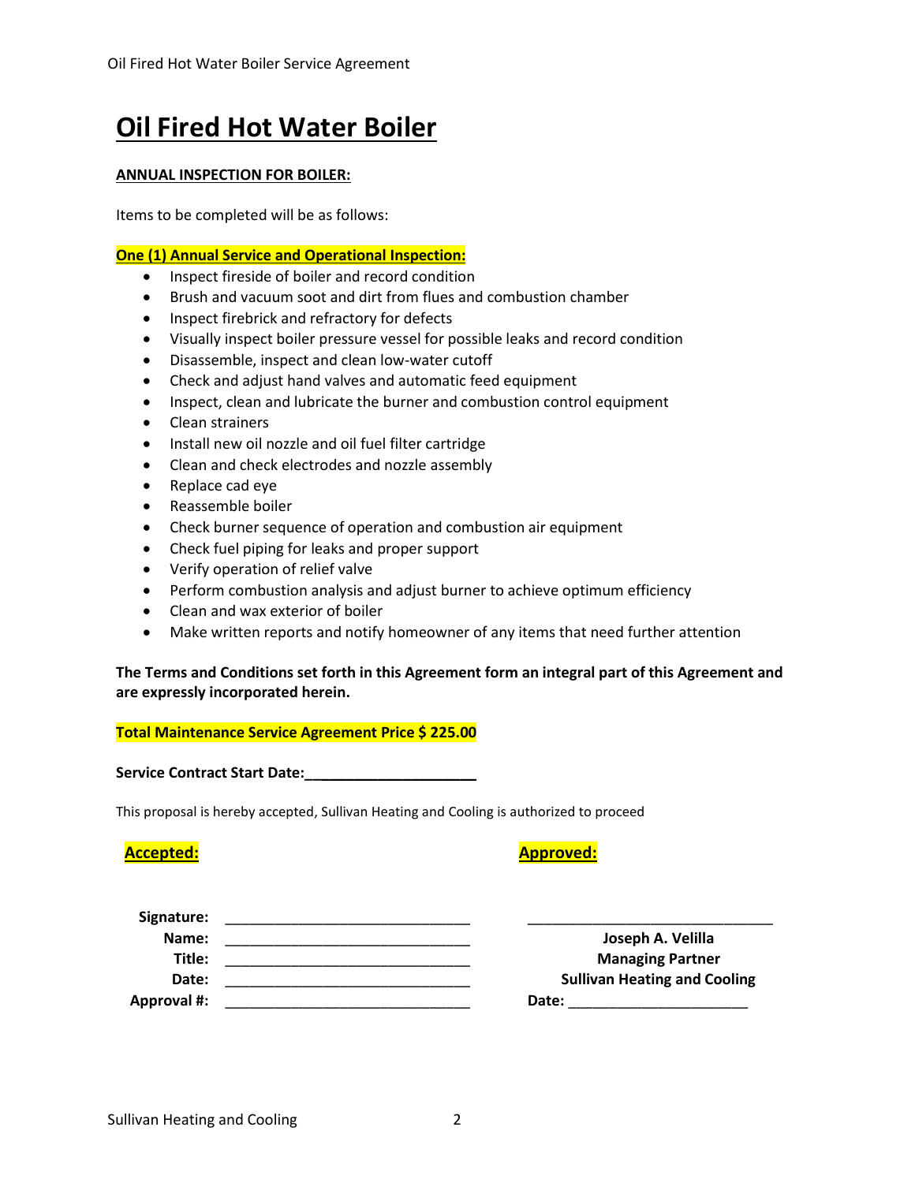# Oil Fired Hot Water Boiler

**ANNUAL INSPECTION FOR BOILER:**

Items to be completed will be as follows:

**One (1) Annual Service and Operational Inspection:**

- Inspect fireside of boiler and record condition
- Brush and vacuum soot and dirt from flues and combustion chamber
- Inspect firebrick and refractory for defects
- Visually inspect boiler pressure vessel for possible leaks and record condition
- Disassemble, inspect and clean low-water cutoff
- Check and adjust hand valves and automatic feed equipment
- Inspect, clean and lubricate the burner and combustion control equipment
- Clean strainers
- Install new oil nozzle and oil fuel filter cartridge
- Clean and check electrodes and nozzle assembly
- Replace cad eye
- Reassemble boiler
- Check burner sequence of operation and combustion air equipment
- Check fuel piping for leaks and proper support
- Verify operation of relief valve
- Perform combustion analysis and adjust burner to achieve optimum efficiency
- Clean and wax exterior of boiler
- Make written reports and notify homeowner of any items that need further attention

**The Terms and Conditions set forth in this Agreement form an integral part of this Agreement and are expressly incorporated herein.**

**Total Maintenance Service Agreement Price $ 225.00**

**Service Contract Start Date:_____________________**

This proposal is hereby accepted, Sullivan Heating and Cooling is authorized to proceed

| **Accepted:** | | **Approved:** |
|---|---|---|
| **Signature:** | ______________________________ | ______________________________ |
| **Name:** | ______________________________ | **Joseph A. Velilla** |
| **Title:** | ______________________________ | **Managing Partner** |
| **Date:** | ______________________________ | **Sullivan Heating and Cooling** |
| **Approval #:** | ______________________________ | **Date:** ______________________ |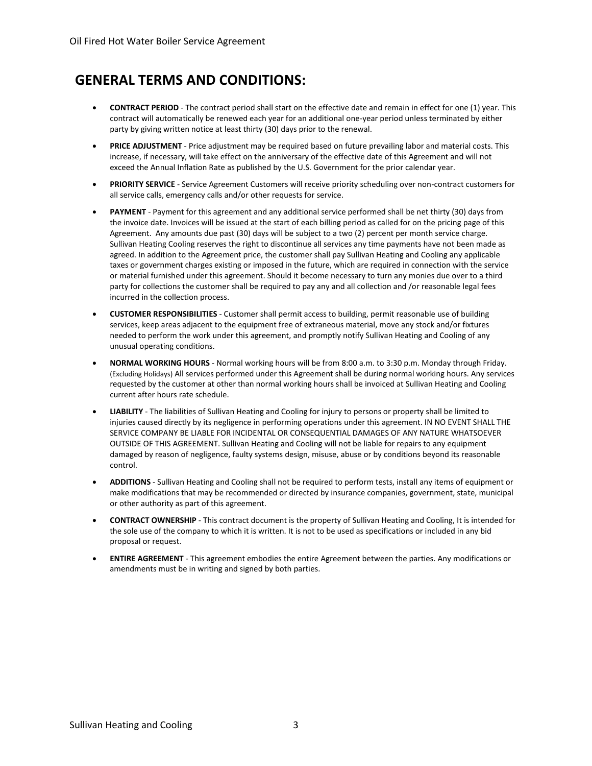# GENERAL TERMS AND CONDITIONS:

- **CONTRACT PERIOD** - The contract period shall start on the effective date and remain in effect for one (1) year. This contract will automatically be renewed each year for an additional one-year period unless terminated by either party by giving written notice at least thirty (30) days prior to the renewal.
- **PRICE ADJUSTMENT** - Price adjustment may be required based on future prevailing labor and material costs. This increase, if necessary, will take effect on the anniversary of the effective date of this Agreement and will not exceed the Annual Inflation Rate as published by the U.S. Government for the prior calendar year.
- **PRIORITY SERVICE** - Service Agreement Customers will receive priority scheduling over non-contract customers for all service calls, emergency calls and/or other requests for service.
- **PAYMENT** - Payment for this agreement and any additional service performed shall be net thirty (30) days from the invoice date. Invoices will be issued at the start of each billing period as called for on the pricing page of this Agreement. Any amounts due past (30) days will be subject to a two (2) percent per month service charge. Sullivan Heating Cooling reserves the right to discontinue all services any time payments have not been made as agreed. In addition to the Agreement price, the customer shall pay Sullivan Heating and Cooling any applicable taxes or government charges existing or imposed in the future, which are required in connection with the service or material furnished under this agreement. Should it become necessary to turn any monies due over to a third party for collections the customer shall be required to pay any and all collection and /or reasonable legal fees incurred in the collection process.
- **CUSTOMER RESPONSIBILITIES** - Customer shall permit access to building, permit reasonable use of building services, keep areas adjacent to the equipment free of extraneous material, move any stock and/or fixtures needed to perform the work under this agreement, and promptly notify Sullivan Heating and Cooling of any unusual operating conditions.
- **NORMAL WORKING HOURS** - Normal working hours will be from 8:00 a.m. to 3:30 p.m. Monday through Friday. (Excluding Holidays) All services performed under this Agreement shall be during normal working hours. Any services requested by the customer at other than normal working hours shall be invoiced at Sullivan Heating and Cooling current after hours rate schedule.
- **LIABILITY** - The liabilities of Sullivan Heating and Cooling for injury to persons or property shall be limited to injuries caused directly by its negligence in performing operations under this agreement. IN NO EVENT SHALL THE SERVICE COMPANY BE LIABLE FOR INCIDENTAL OR CONSEQUENTIAL DAMAGES OF ANY NATURE WHATSOEVER OUTSIDE OF THIS AGREEMENT. Sullivan Heating and Cooling will not be liable for repairs to any equipment damaged by reason of negligence, faulty systems design, misuse, abuse or by conditions beyond its reasonable control.
- **ADDITIONS** - Sullivan Heating and Cooling shall not be required to perform tests, install any items of equipment or make modifications that may be recommended or directed by insurance companies, government, state, municipal or other authority as part of this agreement.
- **CONTRACT OWNERSHIP** - This contract document is the property of Sullivan Heating and Cooling, It is intended for the sole use of the company to which it is written. It is not to be used as specifications or included in any bid proposal or request.
- **ENTIRE AGREEMENT** - This agreement embodies the entire Agreement between the parties. Any modifications or amendments must be in writing and signed by both parties.